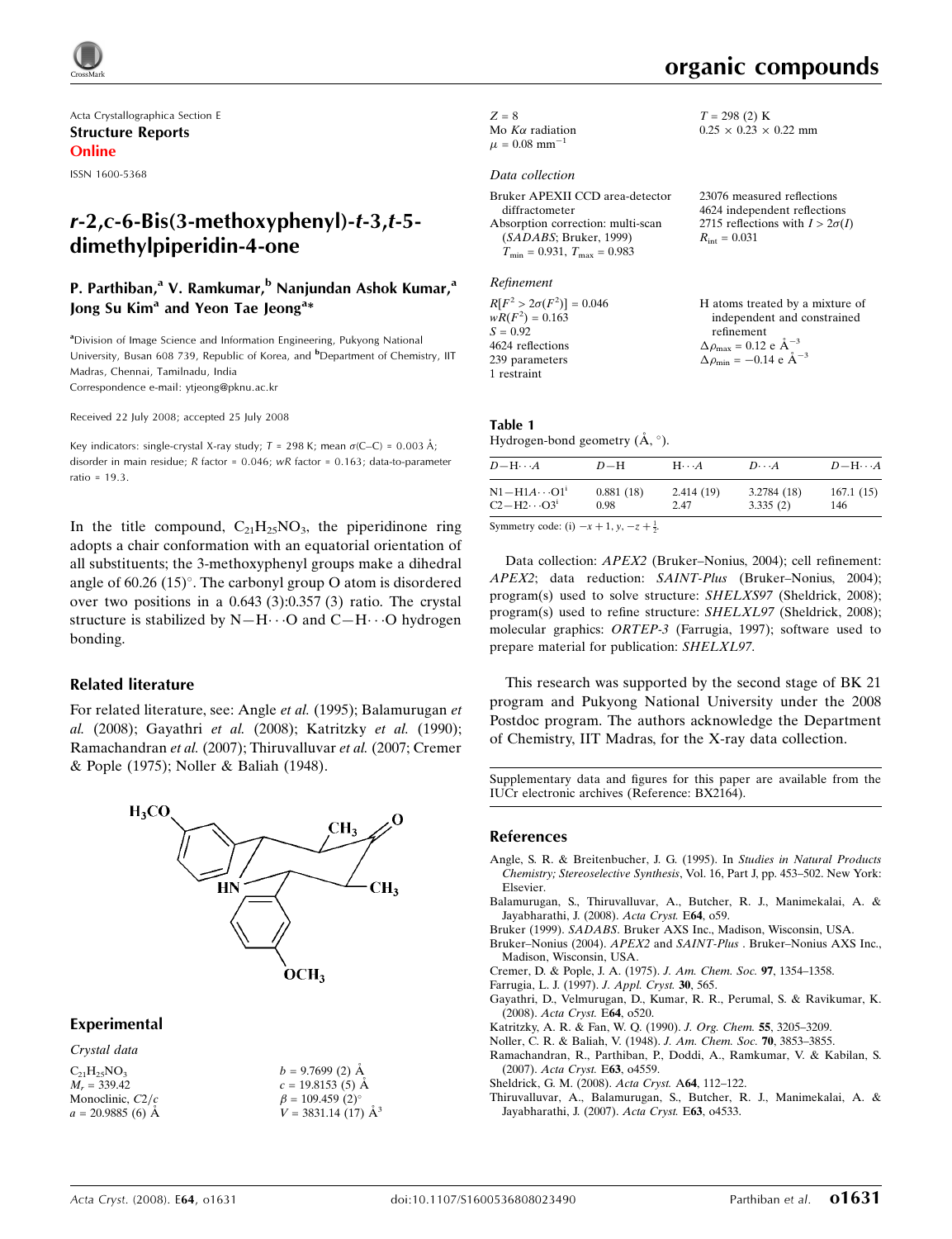Acta Crystallographica Section E
**Structure Reports**
**Online**

ISSN 1600-5368

# r-2,c-6-Bis(3-methoxyphenyl)-t-3,t-5-dimethylpiperidin-4-one

**P. Parthiban,[a] V. Ramkumar,[b] Nanjundan Ashok Kumar,[a] Jong Su Kim[a] and Yeon Tae Jeong[a]***

[a]Division of Image Science and Information Engineering, Pukyong National University, Busan 608 739, Republic of Korea, and [b]Department of Chemistry, IIT Madras, Chennai, Tamilnadu, India
Correspondence e-mail: ytjeong@pknu.ac.kr

Received 22 July 2008; accepted 25 July 2008

Key indicators: single-crystal X-ray study; $T$ = 298 K; mean $\sigma$(C–C) = 0.003 Å; disorder in main residue; $R$ factor = 0.046; $wR$ factor = 0.163; data-to-parameter ratio = 19.3.

In the title compound, $C_{21}H_{25}NO_3$, the piperidinone ring adopts a chair conformation with an equatorial orientation of all substituents; the 3-methoxyphenyl groups make a dihedral angle of 60.26 (15)°. The carbonyl group O atom is disordered over two positions in a 0.643 (3):0.357 (3) ratio. The crystal structure is stabilized by N—H···O and C—H···O hydrogen bonding.

## Related literature

For related literature, see: Angle *et al.* (1995); Balamurugan *et al.* (2008); Gayathri *et al.* (2008); Katritzky *et al.* (1990); Ramachandran *et al.* (2007); Thiruvalluvar *et al.* (2007; Cremer & Pople (1975); Noller & Baliah (1948).

## Experimental

### Crystal data

$C_{21}H_{25}NO_3$
$M_r$ = 339.42
Monoclinic, $C2/c$
$a$ = 20.9885 (6) Å
$b$ = 9.7699 (2) Å
$c$ = 19.8153 (5) Å
$\beta$ = 109.459 (2)°
$V$ = 3831.14 (17) Å$^3$
$Z$ = 8
Mo $K\alpha$ radiation
$\mu$ = 0.08 mm$^{-1}$
$T$ = 298 (2) K
0.25 × 0.23 × 0.22 mm

### Data collection

Bruker APEXII CCD area-detector diffractometer
Absorption correction: multi-scan (*SADABS*; Bruker, 1999)
$T_{min}$ = 0.931, $T_{max}$ = 0.983
23076 measured reflections
4624 independent reflections
2715 reflections with $I > 2\sigma(I)$
$R_{int}$ = 0.031

### Refinement

$R[F^2 > 2\sigma(F^2)]$ = 0.046
$wR(F^2)$ = 0.163
$S$ = 0.92
4624 reflections
239 parameters
1 restraint
H atoms treated by a mixture of independent and constrained refinement
$\Delta\rho_{max}$ = 0.12 e Å$^{-3}$
$\Delta\rho_{min}$ = −0.14 e Å$^{-3}$

**Table 1**
Hydrogen-bond geometry (Å, °).

| $D$—H···$A$ | $D$—H | H···$A$ | $D$···$A$ | $D$—H···$A$ |
|---|---|---|---|---|
| N1—H1A···O1$^{i}$ | 0.881 (18) | 2.414 (19) | 3.2784 (18) | 167.1 (15) |
| C2—H2···O3$^{i}$ | 0.98 | 2.47 | 3.335 (2) | 146 |

Symmetry code: (i) $-x+1, y, -z+\frac{1}{2}$.

Data collection: *APEX2* (Bruker–Nonius, 2004); cell refinement: *APEX2*; data reduction: *SAINT-Plus* (Bruker–Nonius, 2004); program(s) used to solve structure: *SHELXS97* (Sheldrick, 2008); program(s) used to refine structure: *SHELXL97* (Sheldrick, 2008); molecular graphics: *ORTEP-3* (Farrugia, 1997); software used to prepare material for publication: *SHELXL97*.

This research was supported by the second stage of BK 21 program and Pukyong National University under the 2008 Postdoc program. The authors acknowledge the Department of Chemistry, IIT Madras, for the X-ray data collection.

Supplementary data and figures for this paper are available from the IUCr electronic archives (Reference: BX2164).

## References

Angle, S. R. & Breitenbucher, J. G. (1995). In *Studies in Natural Products Chemistry; Stereoselective Synthesis*, Vol. 16, Part J, pp. 453–502. New York: Elsevier.
Balamurugan, S., Thiruvalluvar, A., Butcher, R. J., Manimekalai, A. & Jayabharathi, J. (2008). *Acta Cryst.* E**64**, o59.
Bruker (1999). *SADABS*. Bruker AXS Inc., Madison, Wisconsin, USA.
Bruker–Nonius (2004). *APEX2* and *SAINT-Plus* . Bruker–Nonius AXS Inc., Madison, Wisconsin, USA.
Cremer, D. & Pople, J. A. (1975). *J. Am. Chem. Soc.* **97**, 1354–1358.
Farrugia, L. J. (1997). *J. Appl. Cryst.* **30**, 565.
Gayathri, D., Velmurugan, D., Kumar, R. R., Perumal, S. & Ravikumar, K. (2008). *Acta Cryst.* E**64**, o520.
Katritzky, A. R. & Fan, W. Q. (1990). *J. Org. Chem.* **55**, 3205–3209.
Noller, C. R. & Baliah, V. (1948). *J. Am. Chem. Soc.* **70**, 3853–3855.
Ramachandran, R., Parthiban, P., Doddi, A., Ramkumar, V. & Kabilan, S. (2007). *Acta Cryst.* E**63**, o4559.
Sheldrick, G. M. (2008). *Acta Cryst.* A**64**, 112–122.
Thiruvalluvar, A., Balamurugan, S., Butcher, R. J., Manimekalai, A. & Jayabharathi, J. (2007). *Acta Cryst.* E**63**, o4533.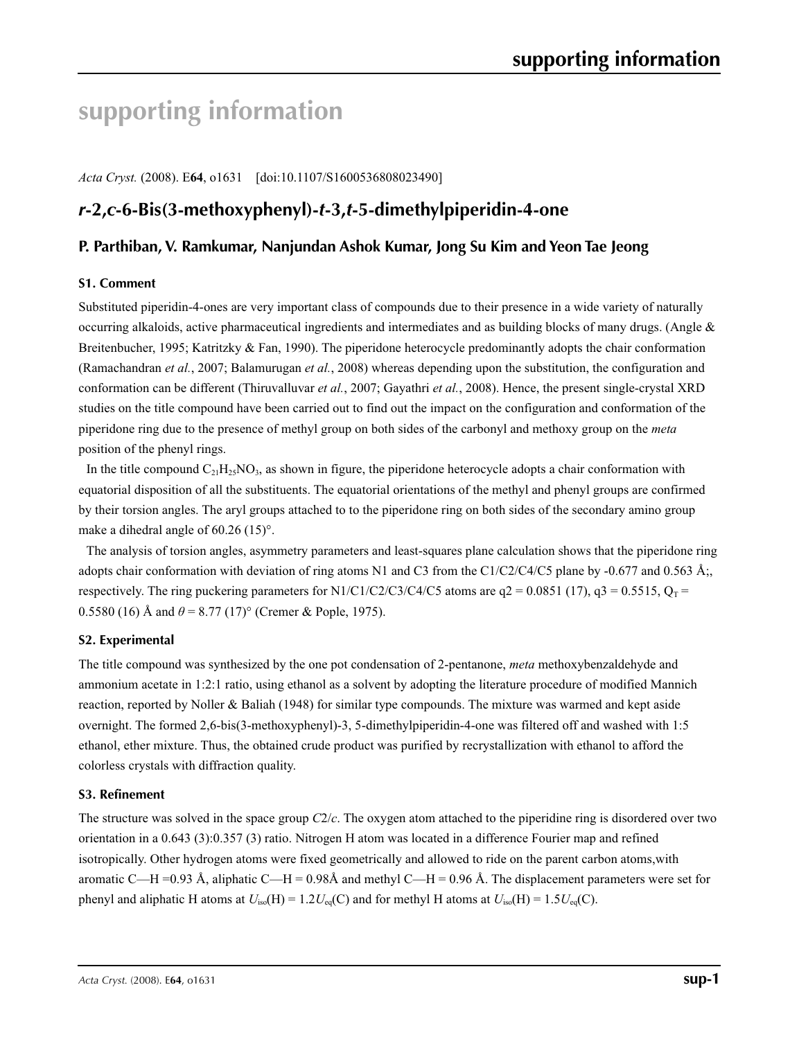# supporting information

*Acta Cryst.* (2008). E**64**, o1631 [doi:10.1107/S1600536808023490]

## *r*-2,*c*-6-Bis(3-methoxyphenyl)-*t*-3,*t*-5-dimethylpiperidin-4-one

### P. Parthiban, V. Ramkumar, Nanjundan Ashok Kumar, Jong Su Kim and Yeon Tae Jeong

#### S1. Comment

Substituted piperidin-4-ones are very important class of compounds due to their presence in a wide variety of naturally occurring alkaloids, active pharmaceutical ingredients and intermediates and as building blocks of many drugs. (Angle & Breitenbucher, 1995; Katritzky & Fan, 1990). The piperidone heterocycle predominantly adopts the chair conformation (Ramachandran *et al.*, 2007; Balamurugan *et al.*, 2008) whereas depending upon the substitution, the configuration and conformation can be different (Thiruvalluvar *et al.*, 2007; Gayathri *et al.*, 2008). Hence, the present single-crystal XRD studies on the title compound have been carried out to find out the impact on the configuration and conformation of the piperidone ring due to the presence of methyl group on both sides of the carbonyl and methoxy group on the *meta* position of the phenyl rings.

In the title compound $C_{21}H_{25}NO_3$, as shown in figure, the piperidone heterocycle adopts a chair conformation with equatorial disposition of all the substituents. The equatorial orientations of the methyl and phenyl groups are confirmed by their torsion angles. The aryl groups attached to to the piperidone ring on both sides of the secondary amino group make a dihedral angle of 60.26 (15)°.

The analysis of torsion angles, asymmetry parameters and least-squares plane calculation shows that the piperidone ring adopts chair conformation with deviation of ring atoms N1 and C3 from the C1/C2/C4/C5 plane by -0.677 and 0.563 Å;, respectively. The ring puckering parameters for N1/C1/C2/C3/C4/C5 atoms are q2 = 0.0851 (17), q3 = 0.5515, $Q_T$ = 0.5580 (16) Å and $\theta$ = 8.77 (17)° (Cremer & Pople, 1975).

#### S2. Experimental

The title compound was synthesized by the one pot condensation of 2-pentanone, *meta* methoxybenzaldehyde and ammonium acetate in 1:2:1 ratio, using ethanol as a solvent by adopting the literature procedure of modified Mannich reaction, reported by Noller & Baliah (1948) for similar type compounds. The mixture was warmed and kept aside overnight. The formed 2,6-bis(3-methoxyphenyl)-3, 5-dimethylpiperidin-4-one was filtered off and washed with 1:5 ethanol, ether mixture. Thus, the obtained crude product was purified by recrystallization with ethanol to afford the colorless crystals with diffraction quality.

#### S3. Refinement

The structure was solved in the space group *C*2/*c*. The oxygen atom attached to the piperidine ring is disordered over two orientation in a 0.643 (3):0.357 (3) ratio. Nitrogen H atom was located in a difference Fourier map and refined isotropically. Other hydrogen atoms were fixed geometrically and allowed to ride on the parent carbon atoms,with aromatic C—H =0.93 Å, aliphatic C—H = 0.98Å and methyl C—H = 0.96 Å. The displacement parameters were set for phenyl and aliphatic H atoms at $U_{iso}$(H) = 1.2$U_{eq}$(C) and for methyl H atoms at $U_{iso}$(H) = 1.5$U_{eq}$(C).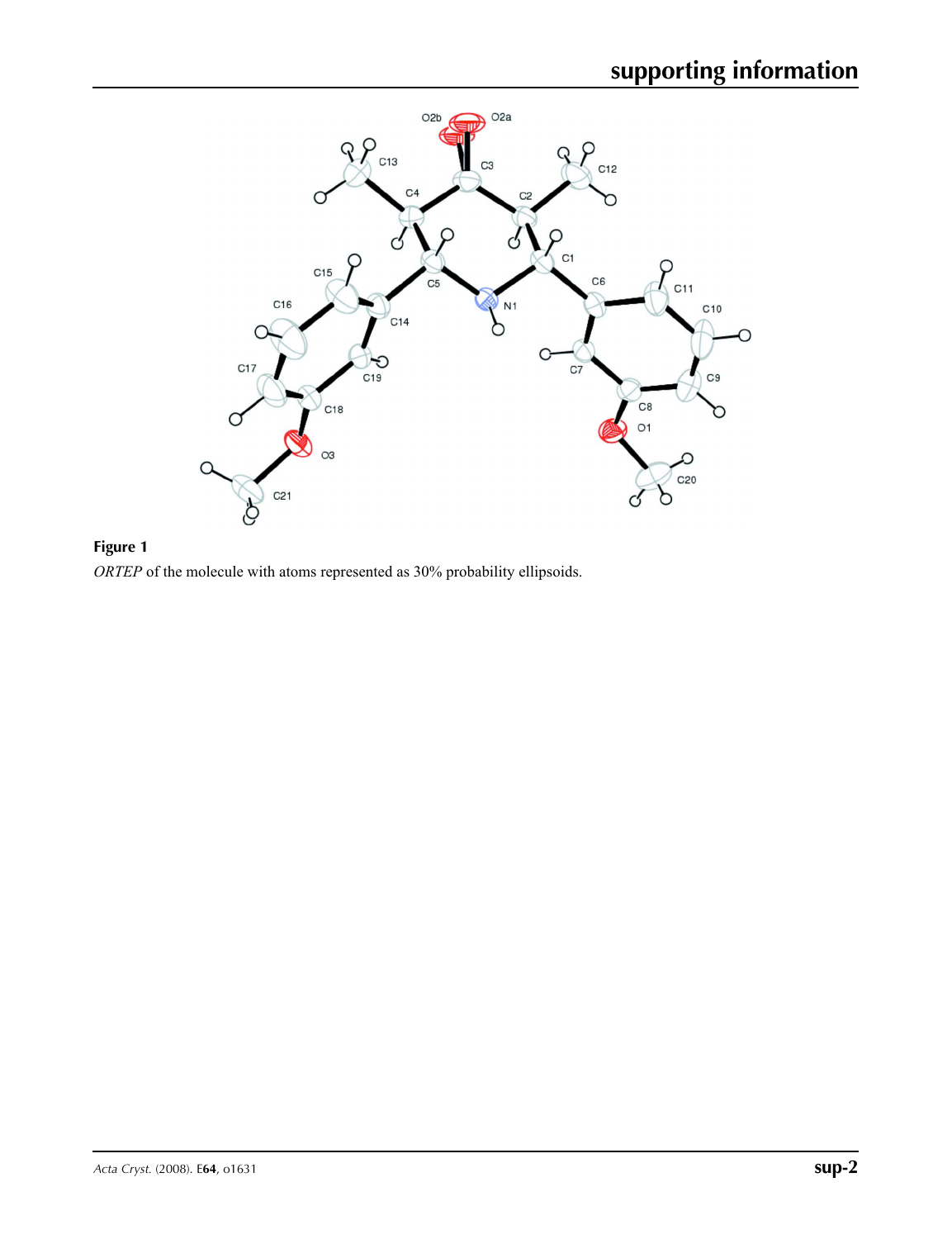**Figure 1**

*ORTEP* of the molecule with atoms represented as 30% probability ellipsoids.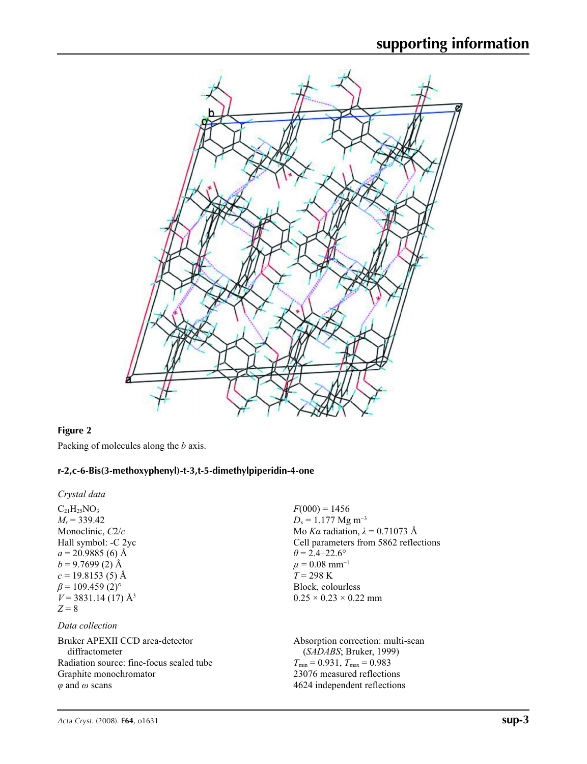**Figure 2**

Packing of molecules along the *b* axis.

## r-2,c-6-Bis(3-methoxyphenyl)-t-3,t-5-dimethylpiperidin-4-one

### *Crystal data*

$C_{21}H_{25}NO_3$
$M_r = 339.42$
Monoclinic, $C2/c$
Hall symbol: -C 2yc
$a = 20.9885$ (6) Å
$b = 9.7699$ (2) Å
$c = 19.8153$ (5) Å
$\beta = 109.459$ (2)°
$V = 3831.14$ (17) Å$^3$
$Z = 8$

$F(000) = 1456$
$D_x = 1.177$ Mg m$^{-3}$
Mo $K\alpha$ radiation, $\lambda = 0.71073$ Å
Cell parameters from 5862 reflections
$\theta = 2.4$–22.6°
$\mu = 0.08$ mm$^{-1}$
$T = 298$ K
Block, colourless
0.25 × 0.23 × 0.22 mm

### *Data collection*

Bruker APEXII CCD area-detector diffractometer
Radiation source: fine-focus sealed tube
Graphite monochromator
$\varphi$ and $\omega$ scans

Absorption correction: multi-scan (*SADABS*; Bruker, 1999)
$T_{min} = 0.931$, $T_{max} = 0.983$
23076 measured reflections
4624 independent reflections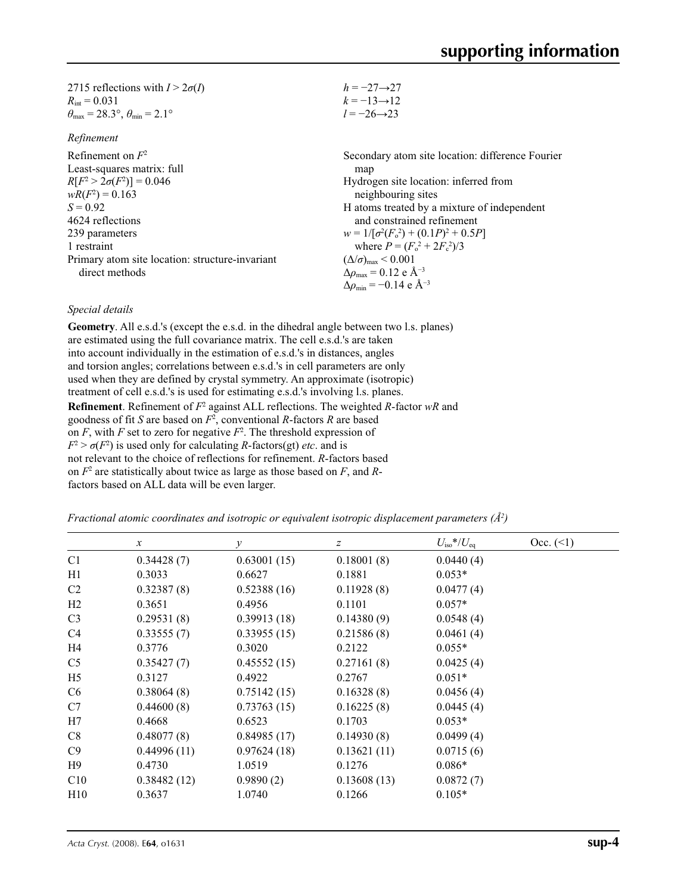2715 reflections with $I > 2\sigma(I)$
$R_{int} = 0.031$
$\theta_{max} = 28.3°$, $\theta_{min} = 2.1°$

$h = -27 \rightarrow 27$
$k = -13 \rightarrow 12$
$l = -26 \rightarrow 23$

*Refinement*

Refinement on $F^2$
Least-squares matrix: full
$R[F^2 > 2\sigma(F^2)] = 0.046$
$wR(F^2) = 0.163$
$S = 0.92$
4624 reflections
239 parameters
1 restraint
Primary atom site location: structure-invariant direct methods

Secondary atom site location: difference Fourier map
Hydrogen site location: inferred from neighbouring sites
H atoms treated by a mixture of independent and constrained refinement
$w = 1/[\sigma^2(F_o^2) + (0.1P)^2 + 0.5P]$
where $P = (F_o^2 + 2F_c^2)/3$
$(\Delta/\sigma)_{max} < 0.001$
$\Delta\rho_{max} = 0.12$ e Å$^{-3}$
$\Delta\rho_{min} = -0.14$ e Å$^{-3}$

*Special details*

**Geometry**. All e.s.d.'s (except the e.s.d. in the dihedral angle between two l.s. planes) are estimated using the full covariance matrix. The cell e.s.d.'s are taken into account individually in the estimation of e.s.d.'s in distances, angles and torsion angles; correlations between e.s.d.'s in cell parameters are only used when they are defined by crystal symmetry. An approximate (isotropic) treatment of cell e.s.d.'s is used for estimating e.s.d.'s involving l.s. planes.

**Refinement**. Refinement of $F^2$ against ALL reflections. The weighted *R*-factor *wR* and goodness of fit *S* are based on $F^2$, conventional *R*-factors *R* are based on *F*, with *F* set to zero for negative $F^2$. The threshold expression of $F^2 > \sigma(F^2)$ is used only for calculating *R*-factors(gt) *etc*. and is not relevant to the choice of reflections for refinement. *R*-factors based on $F^2$ are statistically about twice as large as those based on *F*, and *R*-factors based on ALL data will be even larger.

*Fractional atomic coordinates and isotropic or equivalent isotropic displacement parameters (Å$^2$)*

| | *x* | *y* | *z* | $U_{iso}$*/$U_{eq}$ | Occ. (<1) |
|---|---|---|---|---|---|
| C1 | 0.34428 (7) | 0.63001 (15) | 0.18001 (8) | 0.0440 (4) | |
| H1 | 0.3033 | 0.6627 | 0.1881 | 0.053* | |
| C2 | 0.32387 (8) | 0.52388 (16) | 0.11928 (8) | 0.0477 (4) | |
| H2 | 0.3651 | 0.4956 | 0.1101 | 0.057* | |
| C3 | 0.29531 (8) | 0.39913 (18) | 0.14380 (9) | 0.0548 (4) | |
| C4 | 0.33555 (7) | 0.33955 (15) | 0.21586 (8) | 0.0461 (4) | |
| H4 | 0.3776 | 0.3020 | 0.2122 | 0.055* | |
| C5 | 0.35427 (7) | 0.45552 (15) | 0.27161 (8) | 0.0425 (4) | |
| H5 | 0.3127 | 0.4922 | 0.2767 | 0.051* | |
| C6 | 0.38064 (8) | 0.75142 (15) | 0.16328 (8) | 0.0456 (4) | |
| C7 | 0.44600 (8) | 0.73763 (15) | 0.16225 (8) | 0.0445 (4) | |
| H7 | 0.4668 | 0.6523 | 0.1703 | 0.053* | |
| C8 | 0.48077 (8) | 0.84985 (17) | 0.14930 (8) | 0.0499 (4) | |
| C9 | 0.44996 (11) | 0.97624 (18) | 0.13621 (11) | 0.0715 (6) | |
| H9 | 0.4730 | 1.0519 | 0.1276 | 0.086* | |
| C10 | 0.38482 (12) | 0.9890 (2) | 0.13608 (13) | 0.0872 (7) | |
| H10 | 0.3637 | 1.0740 | 0.1266 | 0.105* | |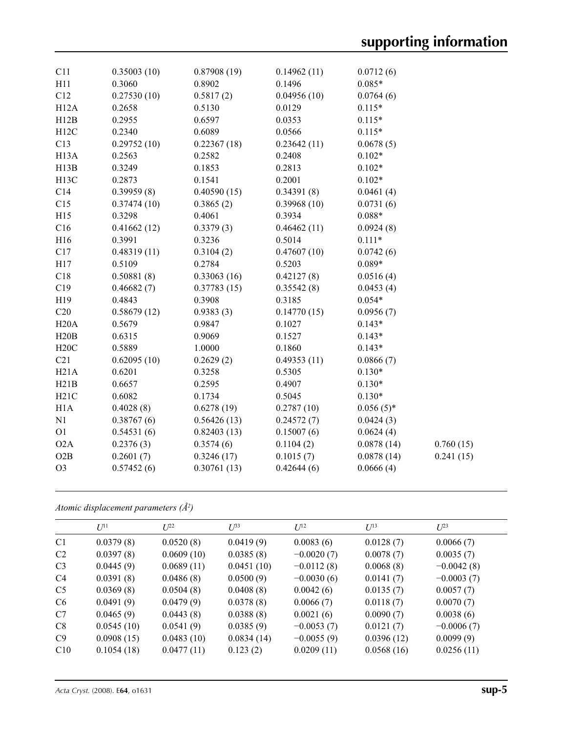| | | | | | |
|---|---|---|---|---|---|
| C11 | 0.35003 (10) | 0.87908 (19) | 0.14962 (11) | 0.0712 (6) | |
| H11 | 0.3060 | 0.8902 | 0.1496 | 0.085* | |
| C12 | 0.27530 (10) | 0.5817 (2) | 0.04956 (10) | 0.0764 (6) | |
| H12A | 0.2658 | 0.5130 | 0.0129 | 0.115* | |
| H12B | 0.2955 | 0.6597 | 0.0353 | 0.115* | |
| H12C | 0.2340 | 0.6089 | 0.0566 | 0.115* | |
| C13 | 0.29752 (10) | 0.22367 (18) | 0.23642 (11) | 0.0678 (5) | |
| H13A | 0.2563 | 0.2582 | 0.2408 | 0.102* | |
| H13B | 0.3249 | 0.1853 | 0.2813 | 0.102* | |
| H13C | 0.2873 | 0.1541 | 0.2001 | 0.102* | |
| C14 | 0.39959 (8) | 0.40590 (15) | 0.34391 (8) | 0.0461 (4) | |
| C15 | 0.37474 (10) | 0.3865 (2) | 0.39968 (10) | 0.0731 (6) | |
| H15 | 0.3298 | 0.4061 | 0.3934 | 0.088* | |
| C16 | 0.41662 (12) | 0.3379 (3) | 0.46462 (11) | 0.0924 (8) | |
| H16 | 0.3991 | 0.3236 | 0.5014 | 0.111* | |
| C17 | 0.48319 (11) | 0.3104 (2) | 0.47607 (10) | 0.0742 (6) | |
| H17 | 0.5109 | 0.2784 | 0.5203 | 0.089* | |
| C18 | 0.50881 (8) | 0.33063 (16) | 0.42127 (8) | 0.0516 (4) | |
| C19 | 0.46682 (7) | 0.37783 (15) | 0.35542 (8) | 0.0453 (4) | |
| H19 | 0.4843 | 0.3908 | 0.3185 | 0.054* | |
| C20 | 0.58679 (12) | 0.9383 (3) | 0.14770 (15) | 0.0956 (7) | |
| H20A | 0.5679 | 0.9847 | 0.1027 | 0.143* | |
| H20B | 0.6315 | 0.9069 | 0.1527 | 0.143* | |
| H20C | 0.5889 | 1.0000 | 0.1860 | 0.143* | |
| C21 | 0.62095 (10) | 0.2629 (2) | 0.49353 (11) | 0.0866 (7) | |
| H21A | 0.6201 | 0.3258 | 0.5305 | 0.130* | |
| H21B | 0.6657 | 0.2595 | 0.4907 | 0.130* | |
| H21C | 0.6082 | 0.1734 | 0.5045 | 0.130* | |
| H1A | 0.4028 (8) | 0.6278 (19) | 0.2787 (10) | 0.056 (5)* | |
| N1 | 0.38767 (6) | 0.56426 (13) | 0.24572 (7) | 0.0424 (3) | |
| O1 | 0.54531 (6) | 0.82403 (13) | 0.15007 (6) | 0.0624 (4) | |
| O2A | 0.2376 (3) | 0.3574 (6) | 0.1104 (2) | 0.0878 (14) | 0.760 (15) |
| O2B | 0.2601 (7) | 0.3246 (17) | 0.1015 (7) | 0.0878 (14) | 0.241 (15) |
| O3 | 0.57452 (6) | 0.30761 (13) | 0.42644 (6) | 0.0666 (4) | |

*Atomic displacement parameters (Å²)*

| | $U^{11}$ | $U^{22}$ | $U^{33}$ | $U^{12}$ | $U^{13}$ | $U^{23}$ |
|---|---|---|---|---|---|---|
| C1 | 0.0379 (8) | 0.0520 (8) | 0.0419 (9) | 0.0083 (6) | 0.0128 (7) | 0.0066 (7) |
| C2 | 0.0397 (8) | 0.0609 (10) | 0.0385 (8) | −0.0020 (7) | 0.0078 (7) | 0.0035 (7) |
| C3 | 0.0445 (9) | 0.0689 (11) | 0.0451 (10) | −0.0112 (8) | 0.0068 (8) | −0.0042 (8) |
| C4 | 0.0391 (8) | 0.0486 (8) | 0.0500 (9) | −0.0030 (6) | 0.0141 (7) | −0.0003 (7) |
| C5 | 0.0369 (8) | 0.0504 (8) | 0.0408 (8) | 0.0042 (6) | 0.0135 (7) | 0.0057 (7) |
| C6 | 0.0491 (9) | 0.0479 (9) | 0.0378 (8) | 0.0066 (7) | 0.0118 (7) | 0.0070 (7) |
| C7 | 0.0465 (9) | 0.0443 (8) | 0.0388 (8) | 0.0021 (6) | 0.0090 (7) | 0.0038 (6) |
| C8 | 0.0545 (10) | 0.0541 (9) | 0.0385 (9) | −0.0053 (7) | 0.0121 (7) | −0.0006 (7) |
| C9 | 0.0908 (15) | 0.0483 (10) | 0.0834 (14) | −0.0055 (9) | 0.0396 (12) | 0.0099 (9) |
| C10 | 0.1054 (18) | 0.0477 (11) | 0.123 (2) | 0.0209 (11) | 0.0568 (16) | 0.0256 (11) |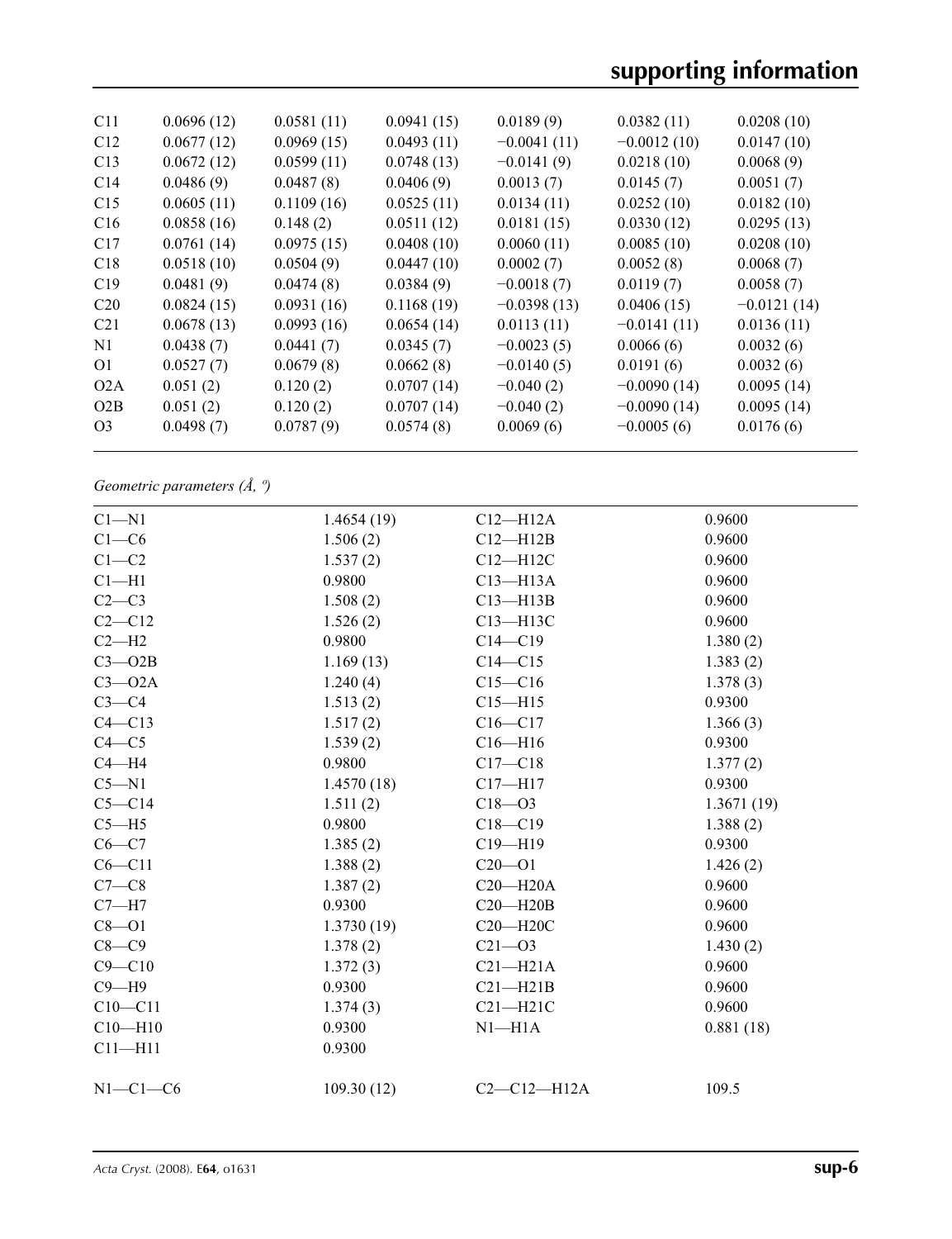| C11 | 0.0696 (12) | 0.0581 (11) | 0.0941 (15) | 0.0189 (9) | 0.0382 (11) | 0.0208 (10) |
|---|---|---|---|---|---|---|
| C12 | 0.0677 (12) | 0.0969 (15) | 0.0493 (11) | −0.0041 (11) | −0.0012 (10) | 0.0147 (10) |
| C13 | 0.0672 (12) | 0.0599 (11) | 0.0748 (13) | −0.0141 (9) | 0.0218 (10) | 0.0068 (9) |
| C14 | 0.0486 (9) | 0.0487 (8) | 0.0406 (9) | 0.0013 (7) | 0.0145 (7) | 0.0051 (7) |
| C15 | 0.0605 (11) | 0.1109 (16) | 0.0525 (11) | 0.0134 (11) | 0.0252 (10) | 0.0182 (10) |
| C16 | 0.0858 (16) | 0.148 (2) | 0.0511 (12) | 0.0181 (15) | 0.0330 (12) | 0.0295 (13) |
| C17 | 0.0761 (14) | 0.0975 (15) | 0.0408 (10) | 0.0060 (11) | 0.0085 (10) | 0.0208 (10) |
| C18 | 0.0518 (10) | 0.0504 (9) | 0.0447 (10) | 0.0002 (7) | 0.0052 (8) | 0.0068 (7) |
| C19 | 0.0481 (9) | 0.0474 (8) | 0.0384 (9) | −0.0018 (7) | 0.0119 (7) | 0.0058 (7) |
| C20 | 0.0824 (15) | 0.0931 (16) | 0.1168 (19) | −0.0398 (13) | 0.0406 (15) | −0.0121 (14) |
| C21 | 0.0678 (13) | 0.0993 (16) | 0.0654 (14) | 0.0113 (11) | −0.0141 (11) | 0.0136 (11) |
| N1 | 0.0438 (7) | 0.0441 (7) | 0.0345 (7) | −0.0023 (5) | 0.0066 (6) | 0.0032 (6) |
| O1 | 0.0527 (7) | 0.0679 (8) | 0.0662 (8) | −0.0140 (5) | 0.0191 (6) | 0.0032 (6) |
| O2A | 0.051 (2) | 0.120 (2) | 0.0707 (14) | −0.040 (2) | −0.0090 (14) | 0.0095 (14) |
| O2B | 0.051 (2) | 0.120 (2) | 0.0707 (14) | −0.040 (2) | −0.0090 (14) | 0.0095 (14) |
| O3 | 0.0498 (7) | 0.0787 (9) | 0.0574 (8) | 0.0069 (6) | −0.0005 (6) | 0.0176 (6) |

*Geometric parameters (Å, º)*

| | | | |
|---|---|---|---|
| C1—N1 | 1.4654 (19) | C12—H12A | 0.9600 |
| C1—C6 | 1.506 (2) | C12—H12B | 0.9600 |
| C1—C2 | 1.537 (2) | C12—H12C | 0.9600 |
| C1—H1 | 0.9800 | C13—H13A | 0.9600 |
| C2—C3 | 1.508 (2) | C13—H13B | 0.9600 |
| C2—C12 | 1.526 (2) | C13—H13C | 0.9600 |
| C2—H2 | 0.9800 | C14—C19 | 1.380 (2) |
| C3—O2B | 1.169 (13) | C14—C15 | 1.383 (2) |
| C3—O2A | 1.240 (4) | C15—C16 | 1.378 (3) |
| C3—C4 | 1.513 (2) | C15—H15 | 0.9300 |
| C4—C13 | 1.517 (2) | C16—C17 | 1.366 (3) |
| C4—C5 | 1.539 (2) | C16—H16 | 0.9300 |
| C4—H4 | 0.9800 | C17—C18 | 1.377 (2) |
| C5—N1 | 1.4570 (18) | C17—H17 | 0.9300 |
| C5—C14 | 1.511 (2) | C18—O3 | 1.3671 (19) |
| C5—H5 | 0.9800 | C18—C19 | 1.388 (2) |
| C6—C7 | 1.385 (2) | C19—H19 | 0.9300 |
| C6—C11 | 1.388 (2) | C20—O1 | 1.426 (2) |
| C7—C8 | 1.387 (2) | C20—H20A | 0.9600 |
| C7—H7 | 0.9300 | C20—H20B | 0.9600 |
| C8—O1 | 1.3730 (19) | C20—H20C | 0.9600 |
| C8—C9 | 1.378 (2) | C21—O3 | 1.430 (2) |
| C9—C10 | 1.372 (3) | C21—H21A | 0.9600 |
| C9—H9 | 0.9300 | C21—H21B | 0.9600 |
| C10—C11 | 1.374 (3) | C21—H21C | 0.9600 |
| C10—H10 | 0.9300 | N1—H1A | 0.881 (18) |
| C11—H11 | 0.9300 | | |
| | | | |
| N1—C1—C6 | 109.30 (12) | C2—C12—H12A | 109.5 |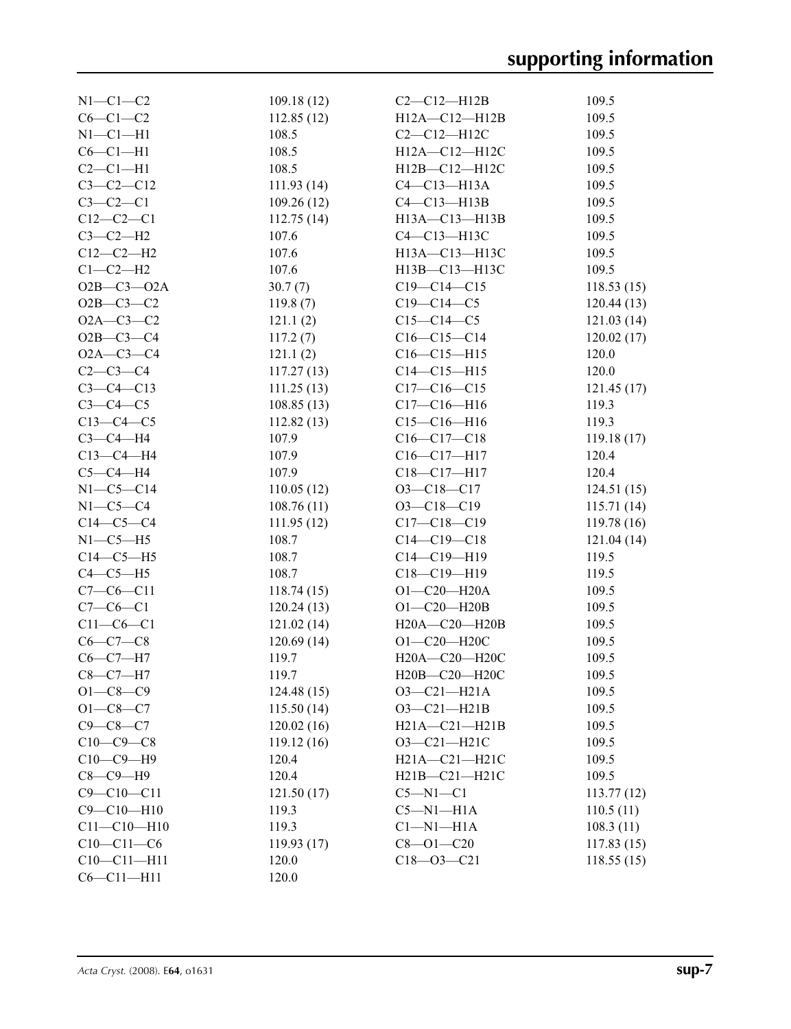| | | | |
|---|---|---|---|
| N1—C1—C2 | 109.18 (12) | C2—C12—H12B | 109.5 |
| C6—C1—C2 | 112.85 (12) | H12A—C12—H12B | 109.5 |
| N1—C1—H1 | 108.5 | C2—C12—H12C | 109.5 |
| C6—C1—H1 | 108.5 | H12A—C12—H12C | 109.5 |
| C2—C1—H1 | 108.5 | H12B—C12—H12C | 109.5 |
| C3—C2—C12 | 111.93 (14) | C4—C13—H13A | 109.5 |
| C3—C2—C1 | 109.26 (12) | C4—C13—H13B | 109.5 |
| C12—C2—C1 | 112.75 (14) | H13A—C13—H13B | 109.5 |
| C3—C2—H2 | 107.6 | C4—C13—H13C | 109.5 |
| C12—C2—H2 | 107.6 | H13A—C13—H13C | 109.5 |
| C1—C2—H2 | 107.6 | H13B—C13—H13C | 109.5 |
| O2B—C3—O2A | 30.7 (7) | C19—C14—C15 | 118.53 (15) |
| O2B—C3—C2 | 119.8 (7) | C19—C14—C5 | 120.44 (13) |
| O2A—C3—C2 | 121.1 (2) | C15—C14—C5 | 121.03 (14) |
| O2B—C3—C4 | 117.2 (7) | C16—C15—C14 | 120.02 (17) |
| O2A—C3—C4 | 121.1 (2) | C16—C15—H15 | 120.0 |
| C2—C3—C4 | 117.27 (13) | C14—C15—H15 | 120.0 |
| C3—C4—C13 | 111.25 (13) | C17—C16—C15 | 121.45 (17) |
| C3—C4—C5 | 108.85 (13) | C17—C16—H16 | 119.3 |
| C13—C4—C5 | 112.82 (13) | C15—C16—H16 | 119.3 |
| C3—C4—H4 | 107.9 | C16—C17—C18 | 119.18 (17) |
| C13—C4—H4 | 107.9 | C16—C17—H17 | 120.4 |
| C5—C4—H4 | 107.9 | C18—C17—H17 | 120.4 |
| N1—C5—C14 | 110.05 (12) | O3—C18—C17 | 124.51 (15) |
| N1—C5—C4 | 108.76 (11) | O3—C18—C19 | 115.71 (14) |
| C14—C5—C4 | 111.95 (12) | C17—C18—C19 | 119.78 (16) |
| N1—C5—H5 | 108.7 | C14—C19—C18 | 121.04 (14) |
| C14—C5—H5 | 108.7 | C14—C19—H19 | 119.5 |
| C4—C5—H5 | 108.7 | C18—C19—H19 | 119.5 |
| C7—C6—C11 | 118.74 (15) | O1—C20—H20A | 109.5 |
| C7—C6—C1 | 120.24 (13) | O1—C20—H20B | 109.5 |
| C11—C6—C1 | 121.02 (14) | H20A—C20—H20B | 109.5 |
| C6—C7—C8 | 120.69 (14) | O1—C20—H20C | 109.5 |
| C6—C7—H7 | 119.7 | H20A—C20—H20C | 109.5 |
| C8—C7—H7 | 119.7 | H20B—C20—H20C | 109.5 |
| O1—C8—C9 | 124.48 (15) | O3—C21—H21A | 109.5 |
| O1—C8—C7 | 115.50 (14) | O3—C21—H21B | 109.5 |
| C9—C8—C7 | 120.02 (16) | H21A—C21—H21B | 109.5 |
| C10—C9—C8 | 119.12 (16) | O3—C21—H21C | 109.5 |
| C10—C9—H9 | 120.4 | H21A—C21—H21C | 109.5 |
| C8—C9—H9 | 120.4 | H21B—C21—H21C | 109.5 |
| C9—C10—C11 | 121.50 (17) | C5—N1—C1 | 113.77 (12) |
| C9—C10—H10 | 119.3 | C5—N1—H1A | 110.5 (11) |
| C11—C10—H10 | 119.3 | C1—N1—H1A | 108.3 (11) |
| C10—C11—C6 | 119.93 (17) | C8—O1—C20 | 117.83 (15) |
| C10—C11—H11 | 120.0 | C18—O3—C21 | 118.55 (15) |
| C6—C11—H11 | 120.0 | | |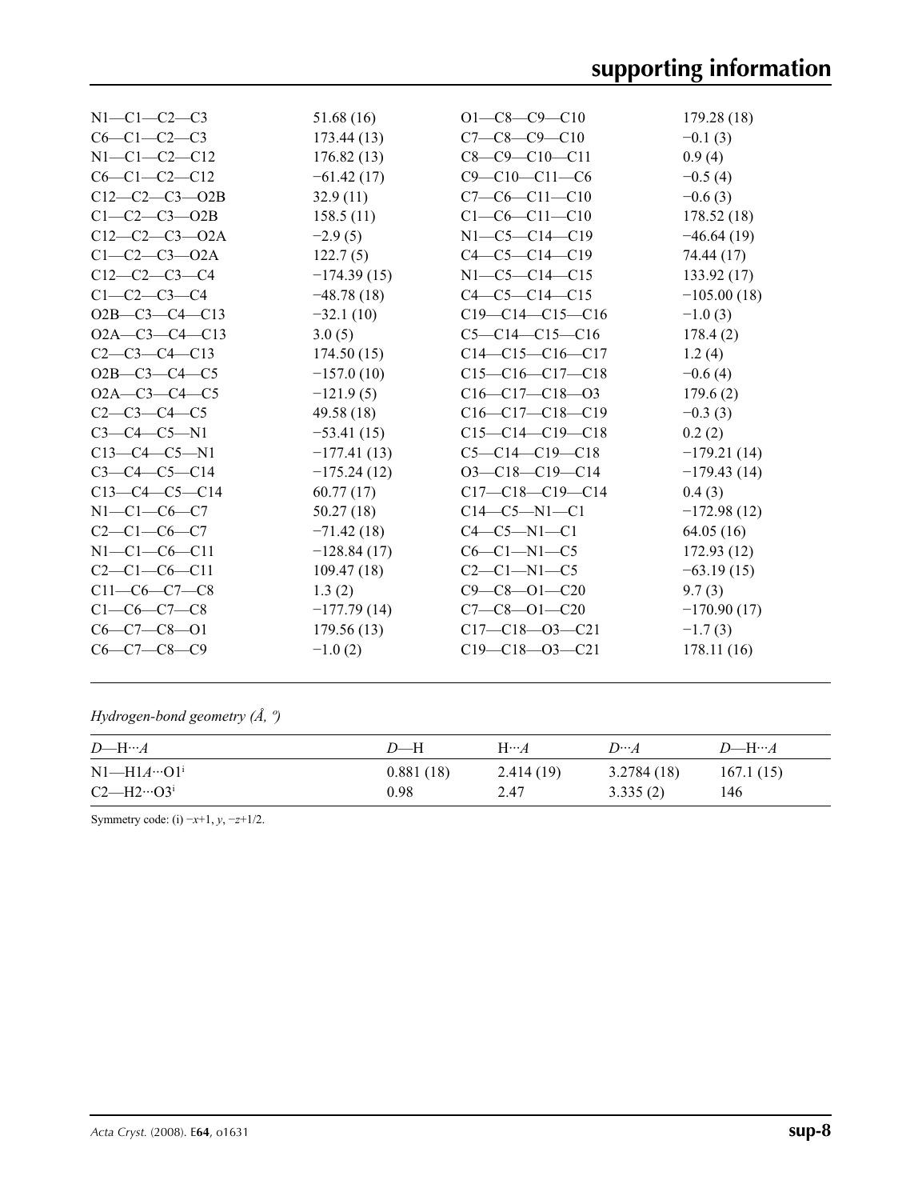| | | | |
|---|---|---|---|
| N1—C1—C2—C3 | 51.68 (16) | O1—C8—C9—C10 | 179.28 (18) |
| C6—C1—C2—C3 | 173.44 (13) | C7—C8—C9—C10 | −0.1 (3) |
| N1—C1—C2—C12 | 176.82 (13) | C8—C9—C10—C11 | 0.9 (4) |
| C6—C1—C2—C12 | −61.42 (17) | C9—C10—C11—C6 | −0.5 (4) |
| C12—C2—C3—O2B | 32.9 (11) | C7—C6—C11—C10 | −0.6 (3) |
| C1—C2—C3—O2B | 158.5 (11) | C1—C6—C11—C10 | 178.52 (18) |
| C12—C2—C3—O2A | −2.9 (5) | N1—C5—C14—C19 | −46.64 (19) |
| C1—C2—C3—O2A | 122.7 (5) | C4—C5—C14—C19 | 74.44 (17) |
| C12—C2—C3—C4 | −174.39 (15) | N1—C5—C14—C15 | 133.92 (17) |
| C1—C2—C3—C4 | −48.78 (18) | C4—C5—C14—C15 | −105.00 (18) |
| O2B—C3—C4—C13 | −32.1 (10) | C19—C14—C15—C16 | −1.0 (3) |
| O2A—C3—C4—C13 | 3.0 (5) | C5—C14—C15—C16 | 178.4 (2) |
| C2—C3—C4—C13 | 174.50 (15) | C14—C15—C16—C17 | 1.2 (4) |
| O2B—C3—C4—C5 | −157.0 (10) | C15—C16—C17—C18 | −0.6 (4) |
| O2A—C3—C4—C5 | −121.9 (5) | C16—C17—C18—O3 | 179.6 (2) |
| C2—C3—C4—C5 | 49.58 (18) | C16—C17—C18—C19 | −0.3 (3) |
| C3—C4—C5—N1 | −53.41 (15) | C15—C14—C19—C18 | 0.2 (2) |
| C13—C4—C5—N1 | −177.41 (13) | C5—C14—C19—C18 | −179.21 (14) |
| C3—C4—C5—C14 | −175.24 (12) | O3—C18—C19—C14 | −179.43 (14) |
| C13—C4—C5—C14 | 60.77 (17) | C17—C18—C19—C14 | 0.4 (3) |
| N1—C1—C6—C7 | 50.27 (18) | C14—C5—N1—C1 | −172.98 (12) |
| C2—C1—C6—C7 | −71.42 (18) | C4—C5—N1—C1 | 64.05 (16) |
| N1—C1—C6—C11 | −128.84 (17) | C6—C1—N1—C5 | 172.93 (12) |
| C2—C1—C6—C11 | 109.47 (18) | C2—C1—N1—C5 | −63.19 (15) |
| C11—C6—C7—C8 | 1.3 (2) | C9—C8—O1—C20 | 9.7 (3) |
| C1—C6—C7—C8 | −177.79 (14) | C7—C8—O1—C20 | −170.90 (17) |
| C6—C7—C8—O1 | 179.56 (13) | C17—C18—O3—C21 | −1.7 (3) |
| C6—C7—C8—C9 | −1.0 (2) | C19—C18—O3—C21 | 178.11 (16) |

*Hydrogen-bond geometry (Å, º)*

| *D*—H···*A* | *D*—H | H···*A* | *D*···*A* | *D*—H···*A* |
|---|---|---|---|---|
| N1—H1*A*···O1[i] | 0.881 (18) | 2.414 (19) | 3.2784 (18) | 167.1 (15) |
| C2—H2···O3[i] | 0.98 | 2.47 | 3.335 (2) | 146 |

Symmetry code: (i) −*x*+1, *y*, −*z*+1/2.